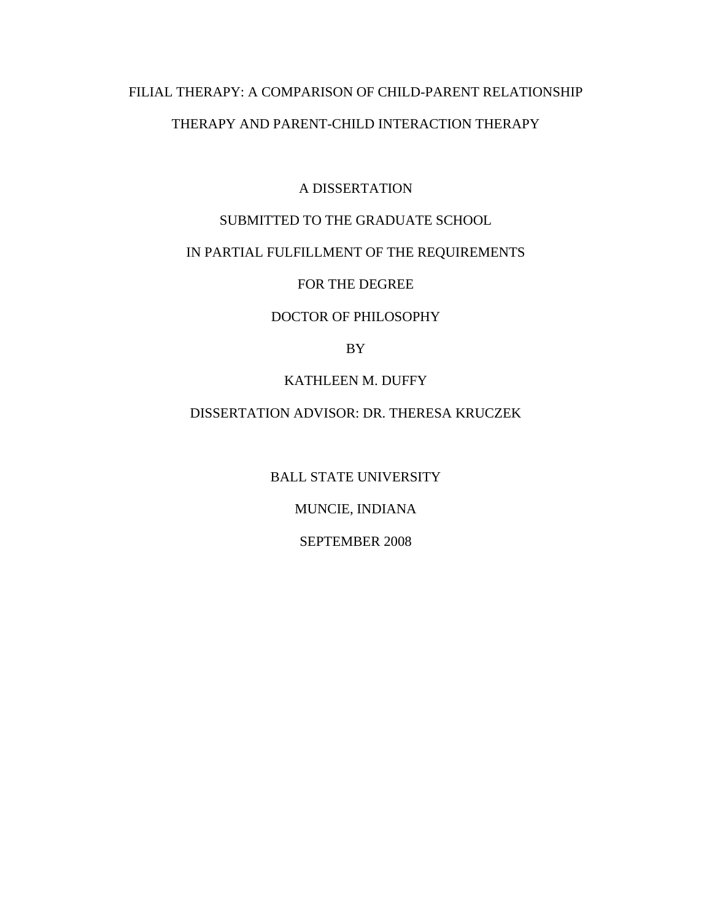# FILIAL THERAPY: A COMPARISON OF CHILD-PARENT RELATIONSHIP THERAPY AND PARENT-CHILD INTERACTION THERAPY

A DISSERTATION

SUBMITTED TO THE GRADUATE SCHOOL

IN PARTIAL FULFILLMENT OF THE REQUIREMENTS

FOR THE DEGREE

DOCTOR OF PHILOSOPHY

BY

KATHLEEN M. DUFFY

DISSERTATION ADVISOR: DR. THERESA KRUCZEK

BALL STATE UNIVERSITY

MUNCIE, INDIANA

SEPTEMBER 2008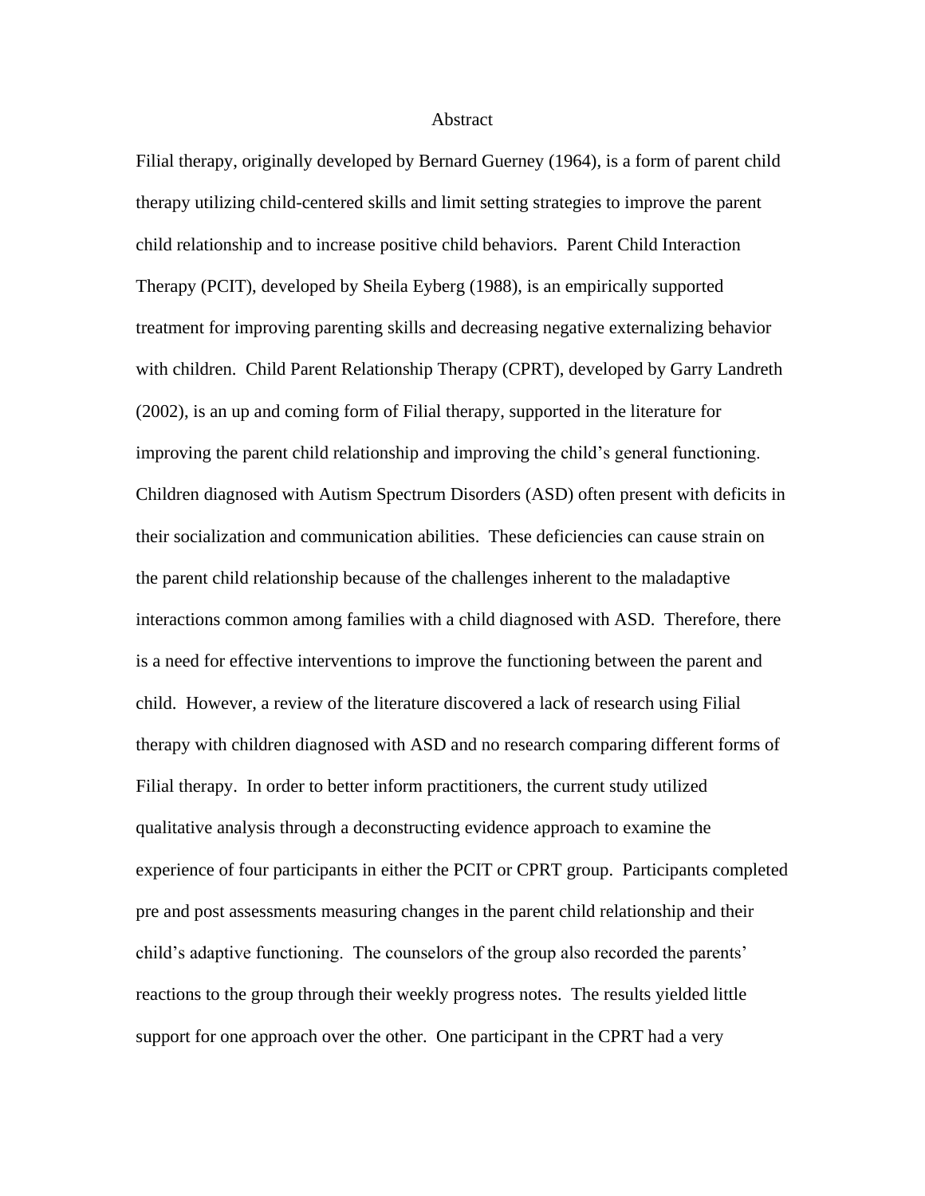# Abstract

Filial therapy, originally developed by Bernard Guerney (1964), is a form of parent child therapy utilizing child-centered skills and limit setting strategies to improve the parent child relationship and to increase positive child behaviors. Parent Child Interaction Therapy (PCIT), developed by Sheila Eyberg (1988), is an empirically supported treatment for improving parenting skills and decreasing negative externalizing behavior with children. Child Parent Relationship Therapy (CPRT), developed by Garry Landreth (2002), is an up and coming form of Filial therapy, supported in the literature for improving the parent child relationship and improving the child's general functioning. Children diagnosed with Autism Spectrum Disorders (ASD) often present with deficits in their socialization and communication abilities. These deficiencies can cause strain on the parent child relationship because of the challenges inherent to the maladaptive interactions common among families with a child diagnosed with ASD. Therefore, there is a need for effective interventions to improve the functioning between the parent and child. However, a review of the literature discovered a lack of research using Filial therapy with children diagnosed with ASD and no research comparing different forms of Filial therapy. In order to better inform practitioners, the current study utilized qualitative analysis through a deconstructing evidence approach to examine the experience of four participants in either the PCIT or CPRT group. Participants completed pre and post assessments measuring changes in the parent child relationship and their child's adaptive functioning. The counselors of the group also recorded the parents' reactions to the group through their weekly progress notes. The results yielded little support for one approach over the other. One participant in the CPRT had a very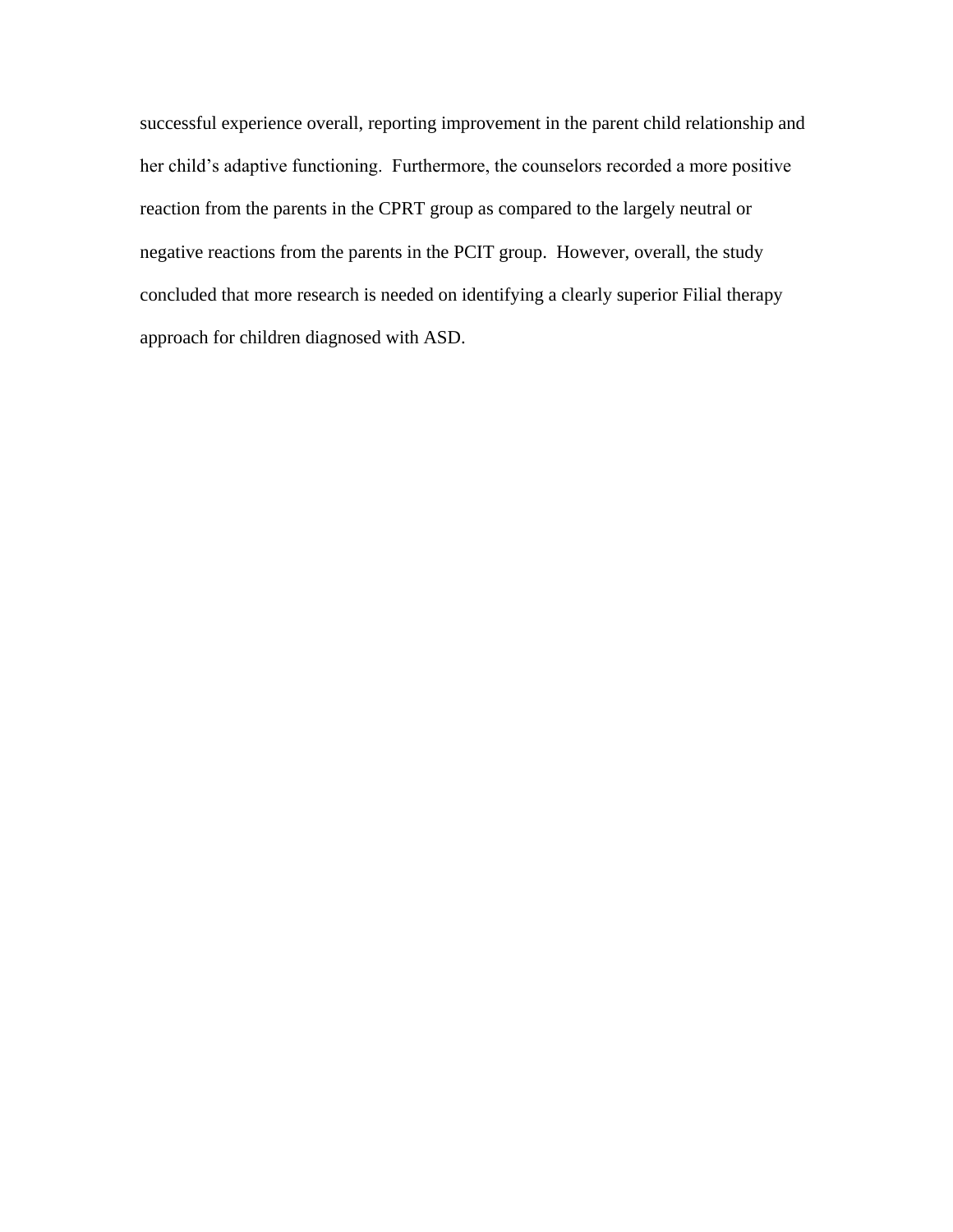successful experience overall, reporting improvement in the parent child relationship and her child's adaptive functioning. Furthermore, the counselors recorded a more positive reaction from the parents in the CPRT group as compared to the largely neutral or negative reactions from the parents in the PCIT group. However, overall, the study concluded that more research is needed on identifying a clearly superior Filial therapy approach for children diagnosed with ASD.